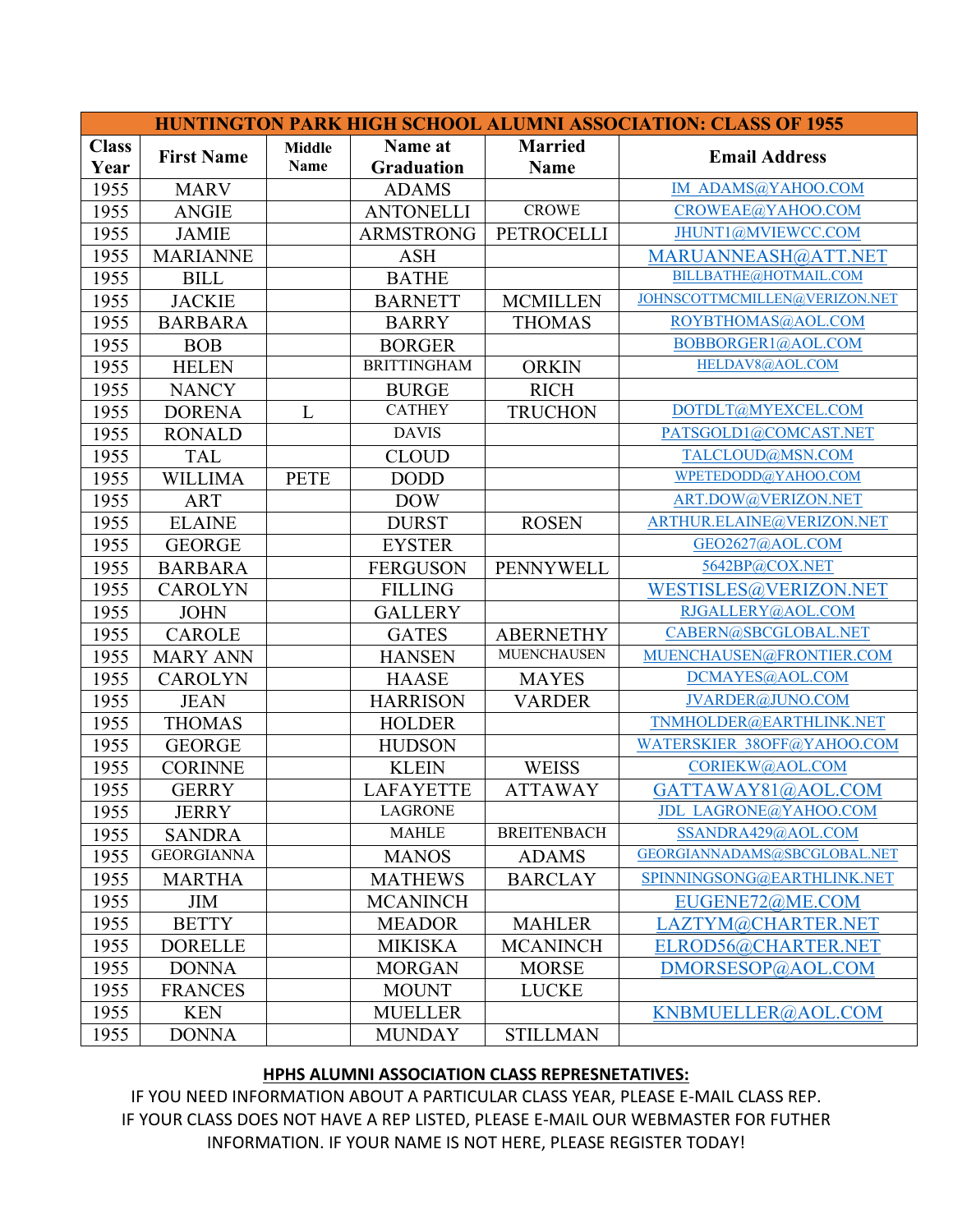| HUNTINGTON PARK HIGH SCHOOL ALUMNI ASSOCIATION: CLASS OF 1955 | | | | | |
|---|---|---|---|---|---|
| Class Year | First Name | Middle Name | Name at Graduation | Married Name | Email Address |
| 1955 | MARV | | ADAMS | | IM_ADAMS@YAHOO.COM |
| 1955 | ANGIE | | ANTONELLI | CROWE | CROWEAE@YAHOO.COM |
| 1955 | JAMIE | | ARMSTRONG | PETROCELLI | JHUNT1@MVIEWCC.COM |
| 1955 | MARIANNE | | ASH | | MARUANNEASH@ATT.NET |
| 1955 | BILL | | BATHE | | BILLBATHE@HOTMAIL.COM |
| 1955 | JACKIE | | BARNETT | MCMILLEN | JOHNSCOTTMCMILLEN@VERIZON.NET |
| 1955 | BARBARA | | BARRY | THOMAS | ROYBTHOMAS@AOL.COM |
| 1955 | BOB | | BORGER | | BOBBORGER1@AOL.COM |
| 1955 | HELEN | | BRITTINGHAM | ORKIN | HELDAV8@AOL.COM |
| 1955 | NANCY | | BURGE | RICH | |
| 1955 | DORENA | L | CATHEY | TRUCHON | DOTDLT@MYEXCEL.COM |
| 1955 | RONALD | | DAVIS | | PATSGOLD1@COMCAST.NET |
| 1955 | TAL | | CLOUD | | TALCLOUD@MSN.COM |
| 1955 | WILLIMA | PETE | DODD | | WPETEDODD@YAHOO.COM |
| 1955 | ART | | DOW | | ART.DOW@VERIZON.NET |
| 1955 | ELAINE | | DURST | ROSEN | ARTHUR.ELAINE@VERIZON.NET |
| 1955 | GEORGE | | EYSTER | | GEO2627@AOL.COM |
| 1955 | BARBARA | | FERGUSON | PENNYWELL | 5642BP@COX.NET |
| 1955 | CAROLYN | | FILLING | | WESTISLES@VERIZON.NET |
| 1955 | JOHN | | GALLERY | | RJGALLERY@AOL.COM |
| 1955 | CAROLE | | GATES | ABERNETHY | CABERN@SBCGLOBAL.NET |
| 1955 | MARY ANN | | HANSEN | MUENCHAUSEN | MUENCHAUSEN@FRONTIER.COM |
| 1955 | CAROLYN | | HAASE | MAYES | DCMAYES@AOL.COM |
| 1955 | JEAN | | HARRISON | VARDER | JVARDER@JUNO.COM |
| 1955 | THOMAS | | HOLDER | | TNMHOLDER@EARTHLINK.NET |
| 1955 | GEORGE | | HUDSON | | WATERSKIER_38OFF@YAHOO.COM |
| 1955 | CORINNE | | KLEIN | WEISS | CORIEKW@AOL.COM |
| 1955 | GERRY | | LAFAYETTE | ATTAWAY | GATTAWAY81@AOL.COM |
| 1955 | JERRY | | LAGRONE | | JDL_LAGRONE@YAHOO.COM |
| 1955 | SANDRA | | MAHLE | BREITENBACH | SSANDRA429@AOL.COM |
| 1955 | GEORGIANNA | | MANOS | ADAMS | GEORGIANNADAMS@SBCGLOBAL.NET |
| 1955 | MARTHA | | MATHEWS | BARCLAY | SPINNINGSONG@EARTHLINK.NET |
| 1955 | JIM | | MCANINCH | | EUGENE72@ME.COM |
| 1955 | BETTY | | MEADOR | MAHLER | LAZTYM@CHARTER.NET |
| 1955 | DORELLE | | MIKISKA | MCANINCH | ELROD56@CHARTER.NET |
| 1955 | DONNA | | MORGAN | MORSE | DMORSESOP@AOL.COM |
| 1955 | FRANCES | | MOUNT | LUCKE | |
| 1955 | KEN | | MUELLER | | KNBMUELLER@AOL.COM |
| 1955 | DONNA | | MUNDAY | STILLMAN | |

**HPHS ALUMNI ASSOCIATION CLASS REPRESNETATIVES:**

IF YOU NEED INFORMATION ABOUT A PARTICULAR CLASS YEAR, PLEASE E-MAIL CLASS REP.
IF YOUR CLASS DOES NOT HAVE A REP LISTED, PLEASE E-MAIL OUR WEBMASTER FOR FUTHER INFORMATION. IF YOUR NAME IS NOT HERE, PLEASE REGISTER TODAY!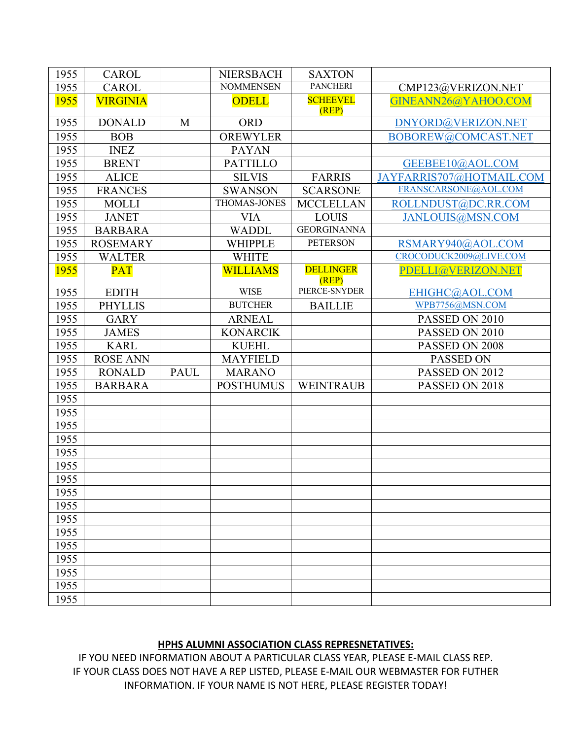| | | | | | |
|---|---|---|---|---|---|
| 1955 | CAROL | | NIERSBACH | SAXTON | |
| 1955 | CAROL | | NOMMENSEN | PANCHERI | CMP123@VERIZON.NET |
| 1955 | VIRGINIA | | ODELL | SCHEEVEL (REP) | GINEANN26@YAHOO.COM |
| 1955 | DONALD | M | ORD | | DNYORD@VERIZON.NET |
| 1955 | BOB | | OREWYLER | | BOBOREW@COMCAST.NET |
| 1955 | INEZ | | PAYAN | | |
| 1955 | BRENT | | PATTILLO | | GEEBEE10@AOL.COM |
| 1955 | ALICE | | SILVIS | FARRIS | JAYFARRIS707@HOTMAIL.COM |
| 1955 | FRANCES | | SWANSON | SCARSONE | FRANSCARSONE@AOL.COM |
| 1955 | MOLLI | | THOMAS-JONES | MCCLELLAN | ROLLNDUST@DC.RR.COM |
| 1955 | JANET | | VIA | LOUIS | JANLOUIS@MSN.COM |
| 1955 | BARBARA | | WADDL | GEORGINANNA | |
| 1955 | ROSEMARY | | WHIPPLE | PETERSON | RSMARY940@AOL.COM |
| 1955 | WALTER | | WHITE | | CROCODUCK2009@LIVE.COM |
| 1955 | PAT | | WILLIAMS | DELLINGER (REP) | PDELLI@VERIZON.NET |
| 1955 | EDITH | | WISE | PIERCE-SNYDER | EHIGHC@AOL.COM |
| 1955 | PHYLLIS | | BUTCHER | BAILLIE | WPB7756@MSN.COM |
| 1955 | GARY | | ARNEAL | | PASSED ON 2010 |
| 1955 | JAMES | | KONARCIK | | PASSED ON 2010 |
| 1955 | KARL | | KUEHL | | PASSED ON 2008 |
| 1955 | ROSE ANN | | MAYFIELD | | PASSED ON |
| 1955 | RONALD | PAUL | MARANO | | PASSED ON 2012 |
| 1955 | BARBARA | | POSTHUMUS | WEINTRAUB | PASSED ON 2018 |
| 1955 | | | | | |
| 1955 | | | | | |
| 1955 | | | | | |
| 1955 | | | | | |
| 1955 | | | | | |
| 1955 | | | | | |
| 1955 | | | | | |
| 1955 | | | | | |
| 1955 | | | | | |
| 1955 | | | | | |
| 1955 | | | | | |
| 1955 | | | | | |
| 1955 | | | | | |
| 1955 | | | | | |
| 1955 | | | | | |
| 1955 | | | | | |

**HPHS ALUMNI ASSOCIATION CLASS REPRESNETATIVES:**

IF YOU NEED INFORMATION ABOUT A PARTICULAR CLASS YEAR, PLEASE E-MAIL CLASS REP. IF YOUR CLASS DOES NOT HAVE A REP LISTED, PLEASE E-MAIL OUR WEBMASTER FOR FUTHER INFORMATION. IF YOUR NAME IS NOT HERE, PLEASE REGISTER TODAY!